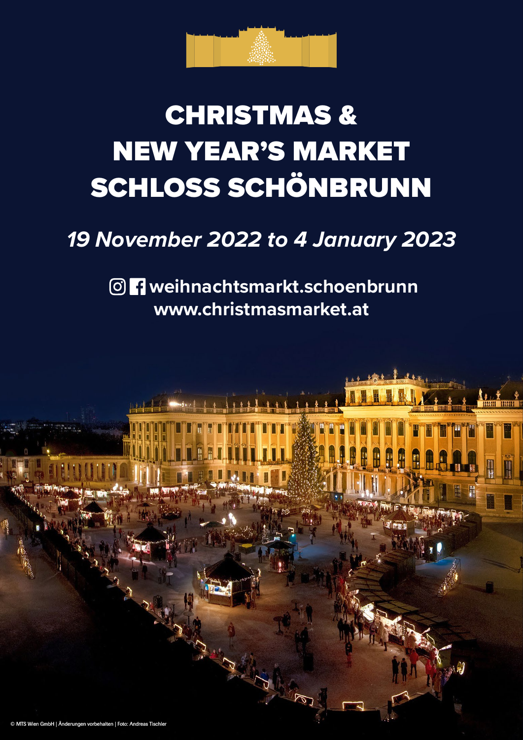# CHRISTMAS & NEW YEAR'S MARKET SCHLOSS SCHÖNBRUNN

*19 November 2022 to 4 January 2023*

**weihnachtsmarkt.schoenbrunn**
**www.christmasmarket.at**

© MTS Wien GmbH | Änderungen vorbehalten | Foto: Andreas Tischler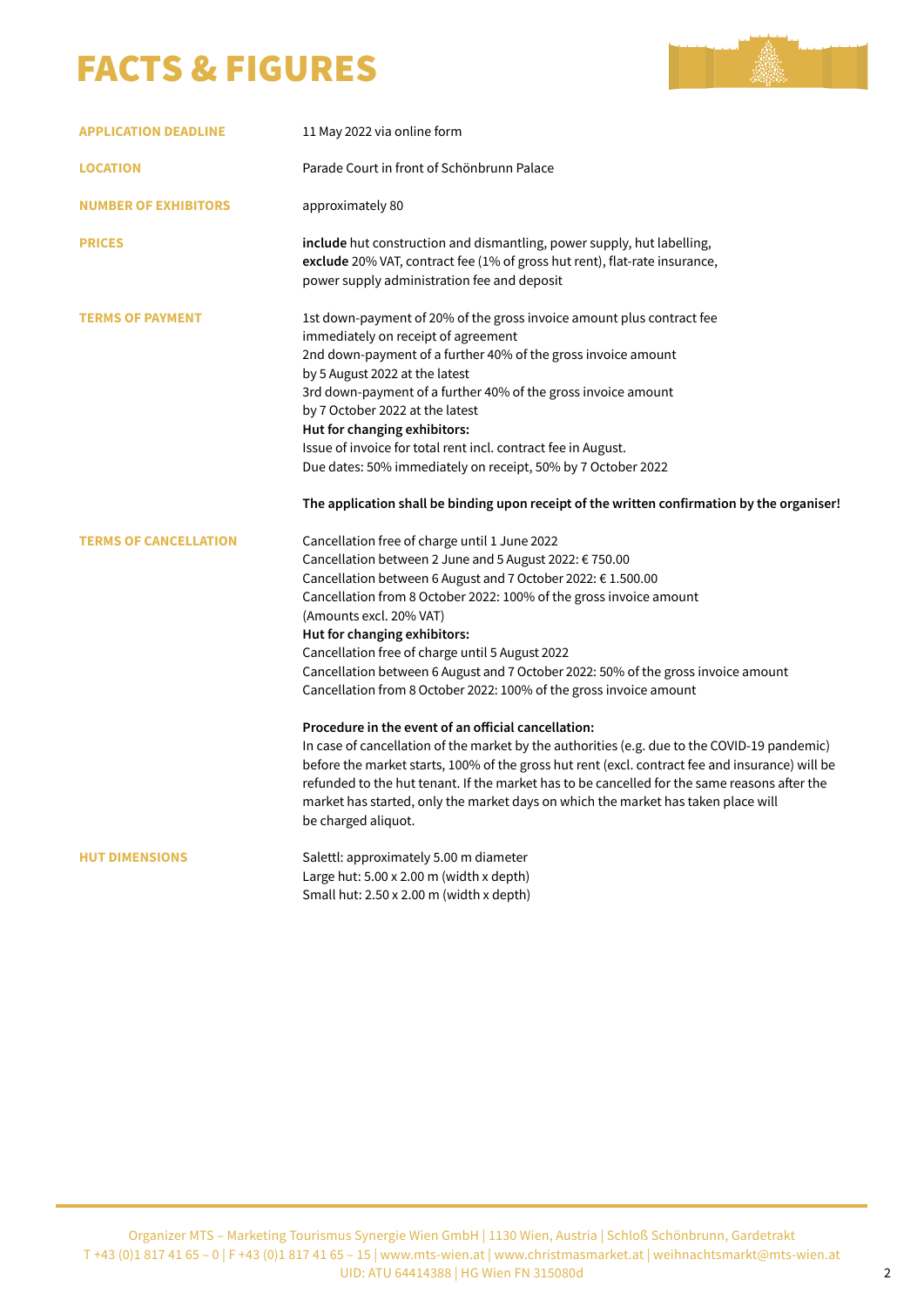# FACTS & FIGURES

**APPLICATION DEADLINE**

11 May 2022 via online form

**LOCATION**

Parade Court in front of Schönbrunn Palace

**NUMBER OF EXHIBITORS**

approximately 80

**PRICES**

**include** hut construction and dismantling, power supply, hut labelling,
**exclude** 20% VAT, contract fee (1% of gross hut rent), flat-rate insurance, power supply administration fee and deposit

**TERMS OF PAYMENT**

1st down-payment of 20% of the gross invoice amount plus contract fee immediately on receipt of agreement
2nd down-payment of a further 40% of the gross invoice amount by 5 August 2022 at the latest
3rd down-payment of a further 40% of the gross invoice amount by 7 October 2022 at the latest
**Hut for changing exhibitors:**
Issue of invoice for total rent incl. contract fee in August.
Due dates: 50% immediately on receipt, 50% by 7 October 2022

**The application shall be binding upon receipt of the written confirmation by the organiser!**

**TERMS OF CANCELLATION**

Cancellation free of charge until 1 June 2022
Cancellation between 2 June and 5 August 2022: € 750.00
Cancellation between 6 August and 7 October 2022: € 1.500.00
Cancellation from 8 October 2022: 100% of the gross invoice amount
(Amounts excl. 20% VAT)
**Hut for changing exhibitors:**
Cancellation free of charge until 5 August 2022
Cancellation between 6 August and 7 October 2022: 50% of the gross invoice amount
Cancellation from 8 October 2022: 100% of the gross invoice amount

**Procedure in the event of an official cancellation:**
In case of cancellation of the market by the authorities (e.g. due to the COVID-19 pandemic) before the market starts, 100% of the gross hut rent (excl. contract fee and insurance) will be refunded to the hut tenant. If the market has to be cancelled for the same reasons after the market has started, only the market days on which the market has taken place will be charged aliquot.

**HUT DIMENSIONS**

Salettl: approximately 5.00 m diameter
Large hut: 5.00 x 2.00 m (width x depth)
Small hut: 2.50 x 2.00 m (width x depth)

Organizer MTS – Marketing Tourismus Synergie Wien GmbH | 1130 Wien, Austria | Schloß Schönbrunn, Gardetrakt
T +43 (0)1 817 41 65 – 0 | F +43 (0)1 817 41 65 – 15 | www.mts-wien.at | www.christmasmarket.at | weihnachtsmarkt@mts-wien.at
UID: ATU 64414388 | HG Wien FN 315080d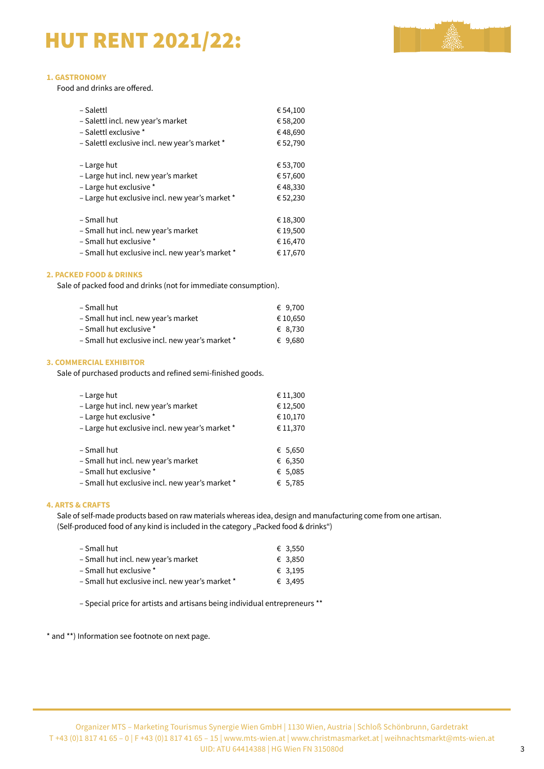# HUT RENT 2021/22:

### 1. GASTRONOMY

Food and drinks are offered.

| | |
|---|---|
| – Salettl | € 54,100 |
| – Salettl incl. new year's market | € 58,200 |
| – Salettl exclusive * | € 48,690 |
| – Salettl exclusive incl. new year's market * | € 52,790 |
| | |
| – Large hut | € 53,700 |
| – Large hut incl. new year's market | € 57,600 |
| – Large hut exclusive * | € 48,330 |
| – Large hut exclusive incl. new year's market * | € 52,230 |
| | |
| – Small hut | € 18,300 |
| – Small hut incl. new year's market | € 19,500 |
| – Small hut exclusive * | € 16,470 |
| – Small hut exclusive incl. new year's market * | € 17,670 |

### 2. PACKED FOOD & DRINKS

Sale of packed food and drinks (not for immediate consumption).

| | |
|---|---|
| – Small hut | € 9,700 |
| – Small hut incl. new year's market | € 10,650 |
| – Small hut exclusive * | € 8,730 |
| – Small hut exclusive incl. new year's market * | € 9,680 |

### 3. COMMERCIAL EXHIBITOR

Sale of purchased products and refined semi-finished goods.

| | |
|---|---|
| – Large hut | € 11,300 |
| – Large hut incl. new year's market | € 12,500 |
| – Large hut exclusive * | € 10,170 |
| – Large hut exclusive incl. new year's market * | € 11,370 |
| | |
| – Small hut | € 5,650 |
| – Small hut incl. new year's market | € 6,350 |
| – Small hut exclusive * | € 5,085 |
| – Small hut exclusive incl. new year's market * | € 5,785 |

### 4. ARTS & CRAFTS

Sale of self-made products based on raw materials whereas idea, design and manufacturing come from one artisan. (Self-produced food of any kind is included in the category „Packed food & drinks")

| | |
|---|---|
| – Small hut | € 3,550 |
| – Small hut incl. new year's market | € 3,850 |
| – Small hut exclusive * | € 3,195 |
| – Small hut exclusive incl. new year's market * | € 3,495 |

– Special price for artists and artisans being individual entrepreneurs **

* and **) Information see footnote on next page.

Organizer MTS – Marketing Tourismus Synergie Wien GmbH | 1130 Wien, Austria | Schloß Schönbrunn, Gardetrakt
T +43 (0)1 817 41 65 – 0 | F +43 (0)1 817 41 65 – 15 | www.mts-wien.at | www.christmasmarket.at | weihnachtsmarkt@mts-wien.at
UID: ATU 64414388 | HG Wien FN 315080d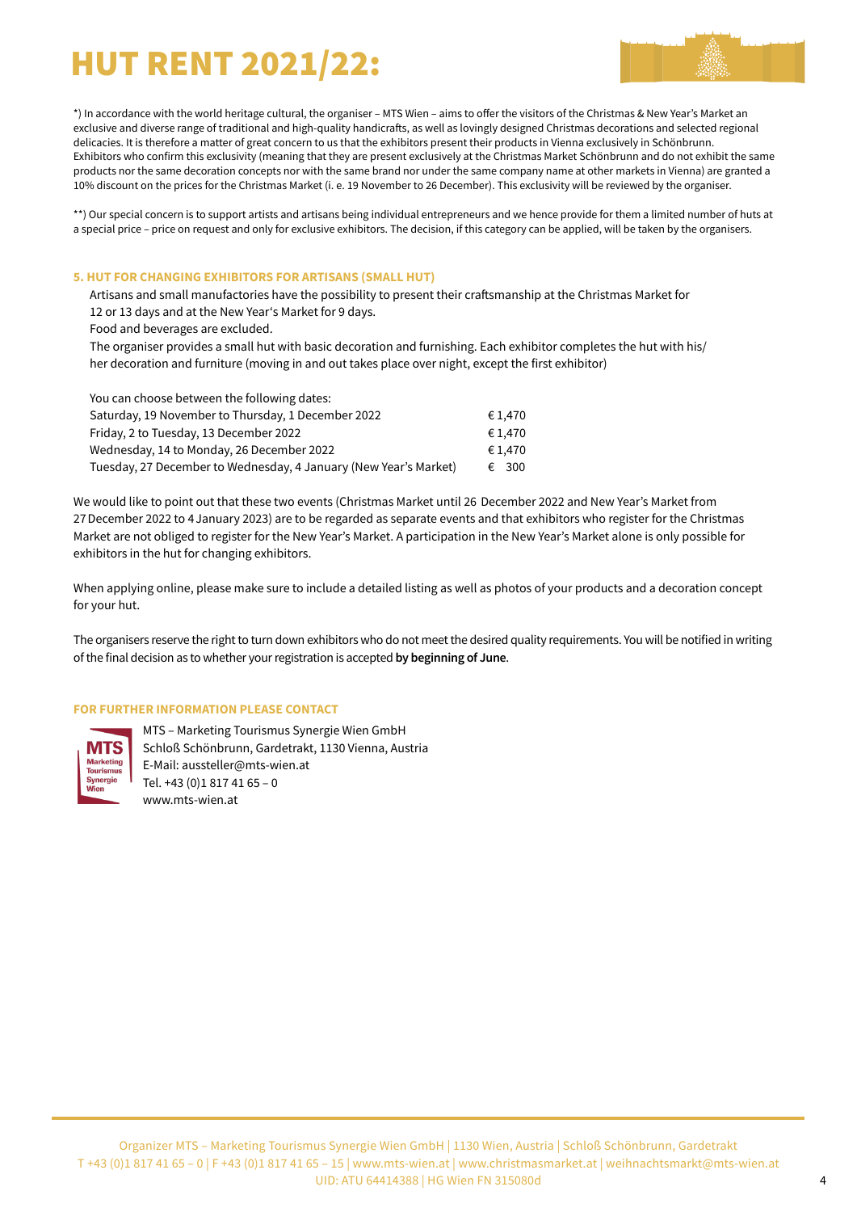# HUT RENT 2021/22:

*) In accordance with the world heritage cultural, the organiser – MTS Wien – aims to offer the visitors of the Christmas & New Year's Market an exclusive and diverse range of traditional and high-quality handicrafts, as well as lovingly designed Christmas decorations and selected regional delicacies. It is therefore a matter of great concern to us that the exhibitors present their products in Vienna exclusively in Schönbrunn. Exhibitors who confirm this exclusivity (meaning that they are present exclusively at the Christmas Market Schönbrunn and do not exhibit the same products nor the same decoration concepts nor with the same brand nor under the same company name at other markets in Vienna) are granted a 10% discount on the prices for the Christmas Market (i. e. 19 November to 26 December). This exclusivity will be reviewed by the organiser.

**) Our special concern is to support artists and artisans being individual entrepreneurs and we hence provide for them a limited number of huts at a special price – price on request and only for exclusive exhibitors. The decision, if this category can be applied, will be taken by the organisers.

### 5. HUT FOR CHANGING EXHIBITORS FOR ARTISANS (SMALL HUT)

Artisans and small manufactories have the possibility to present their craftsmanship at the Christmas Market for 12 or 13 days and at the New Year's Market for 9 days.
Food and beverages are excluded.
The organiser provides a small hut with basic decoration and furnishing. Each exhibitor completes the hut with his/her decoration and furniture (moving in and out takes place over night, except the first exhibitor)

You can choose between the following dates:

| | |
|---|---|
| Saturday, 19 November to Thursday, 1 December 2022 | € 1,470 |
| Friday, 2 to Tuesday, 13 December 2022 | € 1,470 |
| Wednesday, 14 to Monday, 26 December 2022 | € 1,470 |
| Tuesday, 27 December to Wednesday, 4 January (New Year's Market) | € 300 |

We would like to point out that these two events (Christmas Market until 26 December 2022 and New Year's Market from 27 December 2022 to 4 January 2023) are to be regarded as separate events and that exhibitors who register for the Christmas Market are not obliged to register for the New Year's Market. A participation in the New Year's Market alone is only possible for exhibitors in the hut for changing exhibitors.

When applying online, please make sure to include a detailed listing as well as photos of your products and a decoration concept for your hut.

The organisers reserve the right to turn down exhibitors who do not meet the desired quality requirements. You will be notified in writing of the final decision as to whether your registration is accepted **by beginning of June**.

### FOR FURTHER INFORMATION PLEASE CONTACT

MTS – Marketing Tourismus Synergie Wien GmbH
Schloß Schönbrunn, Gardetrakt, 1130 Vienna, Austria
E-Mail: aussteller@mts-wien.at
Tel. +43 (0)1 817 41 65 – 0
www.mts-wien.at

Organizer MTS – Marketing Tourismus Synergie Wien GmbH | 1130 Wien, Austria | Schloß Schönbrunn, Gardetrakt
T +43 (0)1 817 41 65 – 0 | F +43 (0)1 817 41 65 – 15 | www.mts-wien.at | www.christmasmarket.at | weihnachtsmarkt@mts-wien.at
UID: ATU 64414388 | HG Wien FN 315080d